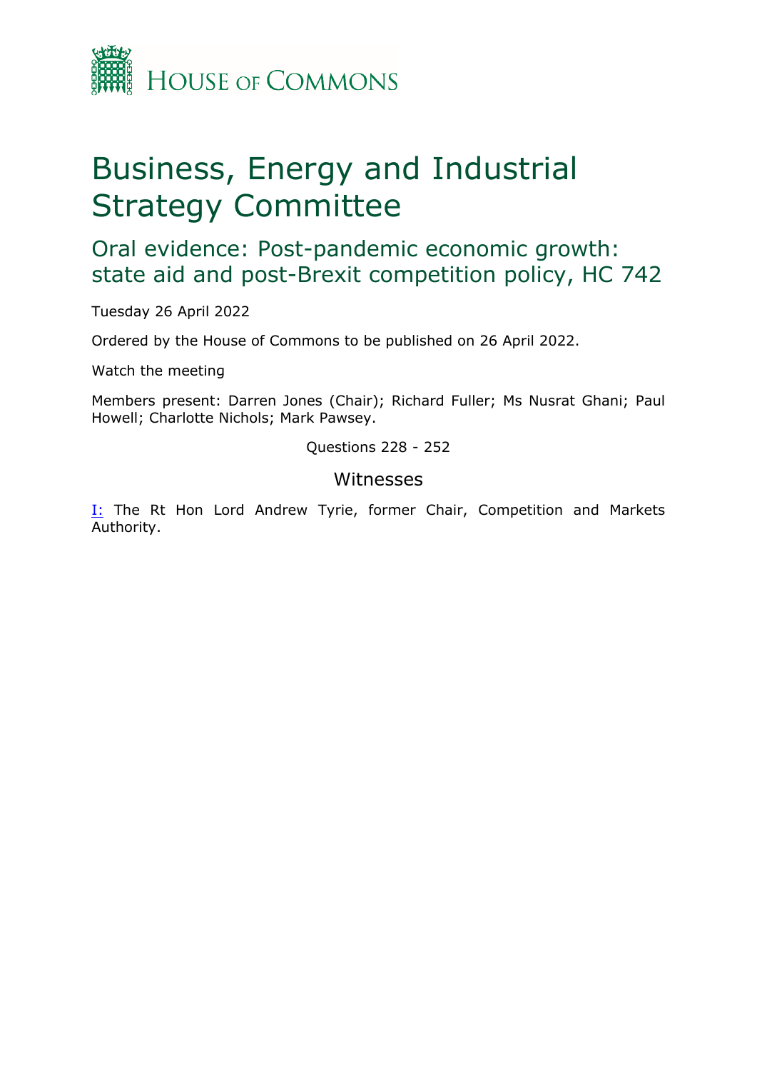# House of Commons

# Business, Energy and Industrial Strategy Committee

## Oral evidence: Post-pandemic economic growth: state aid and post-Brexit competition policy, HC 742

Tuesday 26 April 2022

Ordered by the House of Commons to be published on 26 April 2022.

Watch the meeting

Members present: Darren Jones (Chair); Richard Fuller; Ms Nusrat Ghani; Paul Howell; Charlotte Nichols; Mark Pawsey.

Questions 228 - 252

### Witnesses

I: The Rt Hon Lord Andrew Tyrie, former Chair, Competition and Markets Authority.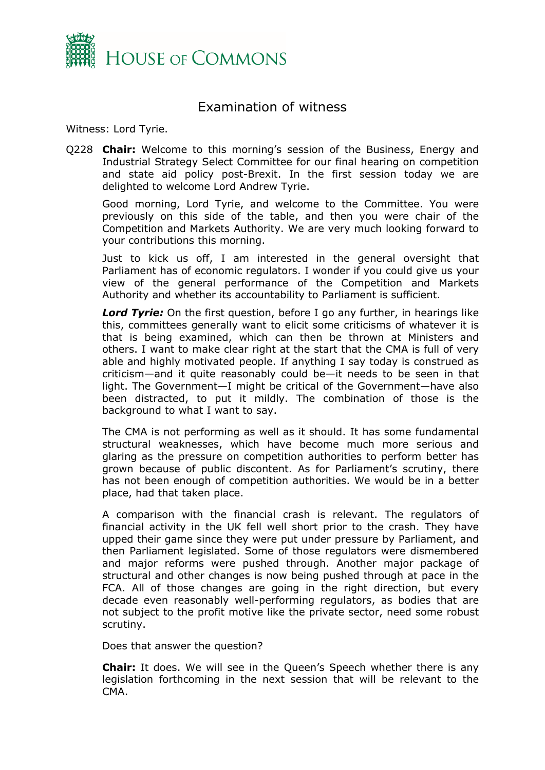# Examination of witness

Witness: Lord Tyrie.

Q228 **Chair:** Welcome to this morning's session of the Business, Energy and Industrial Strategy Select Committee for our final hearing on competition and state aid policy post-Brexit. In the first session today we are delighted to welcome Lord Andrew Tyrie.

Good morning, Lord Tyrie, and welcome to the Committee. You were previously on this side of the table, and then you were chair of the Competition and Markets Authority. We are very much looking forward to your contributions this morning.

Just to kick us off, I am interested in the general oversight that Parliament has of economic regulators. I wonder if you could give us your view of the general performance of the Competition and Markets Authority and whether its accountability to Parliament is sufficient.

***Lord Tyrie:*** On the first question, before I go any further, in hearings like this, committees generally want to elicit some criticisms of whatever it is that is being examined, which can then be thrown at Ministers and others. I want to make clear right at the start that the CMA is full of very able and highly motivated people. If anything I say today is construed as criticism—and it quite reasonably could be—it needs to be seen in that light. The Government—I might be critical of the Government—have also been distracted, to put it mildly. The combination of those is the background to what I want to say.

The CMA is not performing as well as it should. It has some fundamental structural weaknesses, which have become much more serious and glaring as the pressure on competition authorities to perform better has grown because of public discontent. As for Parliament's scrutiny, there has not been enough of competition authorities. We would be in a better place, had that taken place.

A comparison with the financial crash is relevant. The regulators of financial activity in the UK fell well short prior to the crash. They have upped their game since they were put under pressure by Parliament, and then Parliament legislated. Some of those regulators were dismembered and major reforms were pushed through. Another major package of structural and other changes is now being pushed through at pace in the FCA. All of those changes are going in the right direction, but every decade even reasonably well-performing regulators, as bodies that are not subject to the profit motive like the private sector, need some robust scrutiny.

Does that answer the question?

**Chair:** It does. We will see in the Queen's Speech whether there is any legislation forthcoming in the next session that will be relevant to the CMA.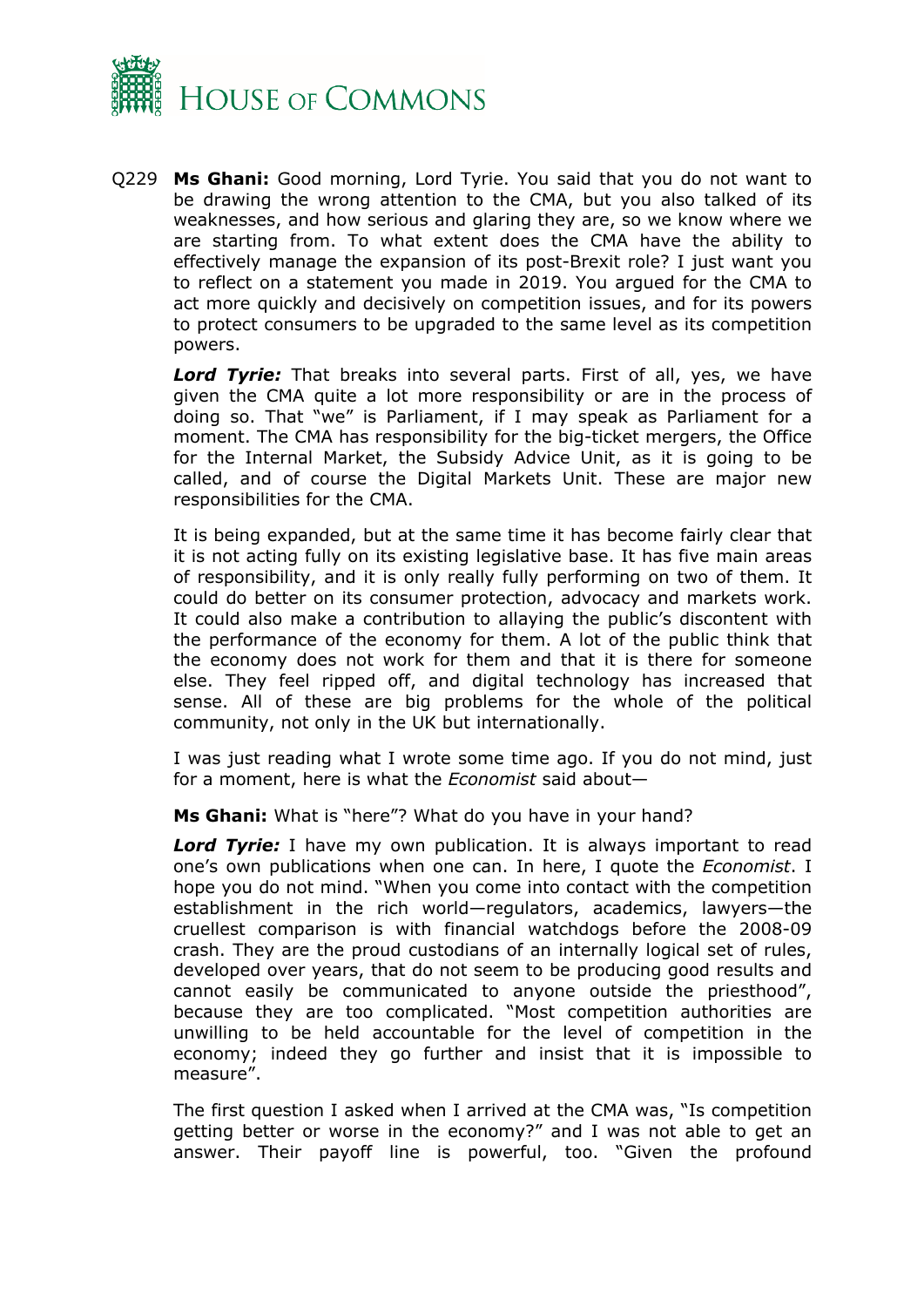Q229 **Ms Ghani:** Good morning, Lord Tyrie. You said that you do not want to be drawing the wrong attention to the CMA, but you also talked of its weaknesses, and how serious and glaring they are, so we know where we are starting from. To what extent does the CMA have the ability to effectively manage the expansion of its post-Brexit role? I just want you to reflect on a statement you made in 2019. You argued for the CMA to act more quickly and decisively on competition issues, and for its powers to protect consumers to be upgraded to the same level as its competition powers.

***Lord Tyrie:*** That breaks into several parts. First of all, yes, we have given the CMA quite a lot more responsibility or are in the process of doing so. That "we" is Parliament, if I may speak as Parliament for a moment. The CMA has responsibility for the big-ticket mergers, the Office for the Internal Market, the Subsidy Advice Unit, as it is going to be called, and of course the Digital Markets Unit. These are major new responsibilities for the CMA.

It is being expanded, but at the same time it has become fairly clear that it is not acting fully on its existing legislative base. It has five main areas of responsibility, and it is only really fully performing on two of them. It could do better on its consumer protection, advocacy and markets work. It could also make a contribution to allaying the public's discontent with the performance of the economy for them. A lot of the public think that the economy does not work for them and that it is there for someone else. They feel ripped off, and digital technology has increased that sense. All of these are big problems for the whole of the political community, not only in the UK but internationally.

I was just reading what I wrote some time ago. If you do not mind, just for a moment, here is what the *Economist* said about—

**Ms Ghani:** What is "here"? What do you have in your hand?

***Lord Tyrie:*** I have my own publication. It is always important to read one's own publications when one can. In here, I quote the *Economist*. I hope you do not mind. "When you come into contact with the competition establishment in the rich world—regulators, academics, lawyers—the cruellest comparison is with financial watchdogs before the 2008-09 crash. They are the proud custodians of an internally logical set of rules, developed over years, that do not seem to be producing good results and cannot easily be communicated to anyone outside the priesthood", because they are too complicated. "Most competition authorities are unwilling to be held accountable for the level of competition in the economy; indeed they go further and insist that it is impossible to measure".

The first question I asked when I arrived at the CMA was, "Is competition getting better or worse in the economy?" and I was not able to get an answer. Their payoff line is powerful, too. "Given the profound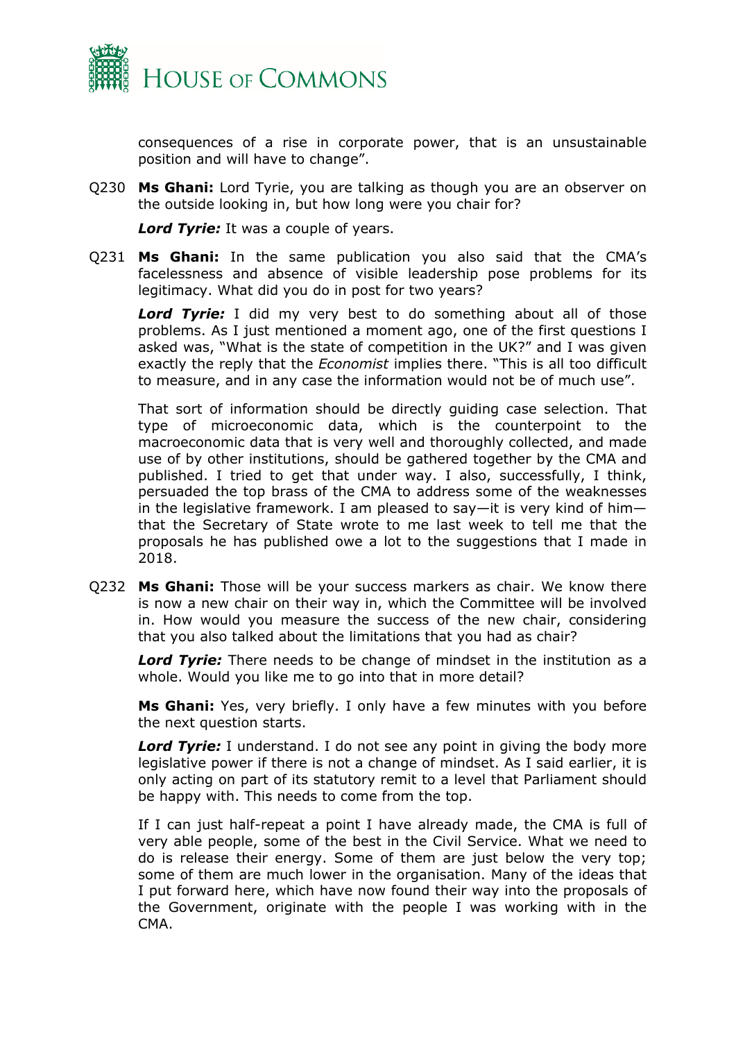consequences of a rise in corporate power, that is an unsustainable position and will have to change".

Q230 **Ms Ghani:** Lord Tyrie, you are talking as though you are an observer on the outside looking in, but how long were you chair for?

***Lord Tyrie:*** It was a couple of years.

Q231 **Ms Ghani:** In the same publication you also said that the CMA's facelessness and absence of visible leadership pose problems for its legitimacy. What did you do in post for two years?

***Lord Tyrie:*** I did my very best to do something about all of those problems. As I just mentioned a moment ago, one of the first questions I asked was, "What is the state of competition in the UK?" and I was given exactly the reply that the *Economist* implies there. "This is all too difficult to measure, and in any case the information would not be of much use".

That sort of information should be directly guiding case selection. That type of microeconomic data, which is the counterpoint to the macroeconomic data that is very well and thoroughly collected, and made use of by other institutions, should be gathered together by the CMA and published. I tried to get that under way. I also, successfully, I think, persuaded the top brass of the CMA to address some of the weaknesses in the legislative framework. I am pleased to say—it is very kind of him—that the Secretary of State wrote to me last week to tell me that the proposals he has published owe a lot to the suggestions that I made in 2018.

Q232 **Ms Ghani:** Those will be your success markers as chair. We know there is now a new chair on their way in, which the Committee will be involved in. How would you measure the success of the new chair, considering that you also talked about the limitations that you had as chair?

***Lord Tyrie:*** There needs to be change of mindset in the institution as a whole. Would you like me to go into that in more detail?

**Ms Ghani:** Yes, very briefly. I only have a few minutes with you before the next question starts.

***Lord Tyrie:*** I understand. I do not see any point in giving the body more legislative power if there is not a change of mindset. As I said earlier, it is only acting on part of its statutory remit to a level that Parliament should be happy with. This needs to come from the top.

If I can just half-repeat a point I have already made, the CMA is full of very able people, some of the best in the Civil Service. What we need to do is release their energy. Some of them are just below the very top; some of them are much lower in the organisation. Many of the ideas that I put forward here, which have now found their way into the proposals of the Government, originate with the people I was working with in the CMA.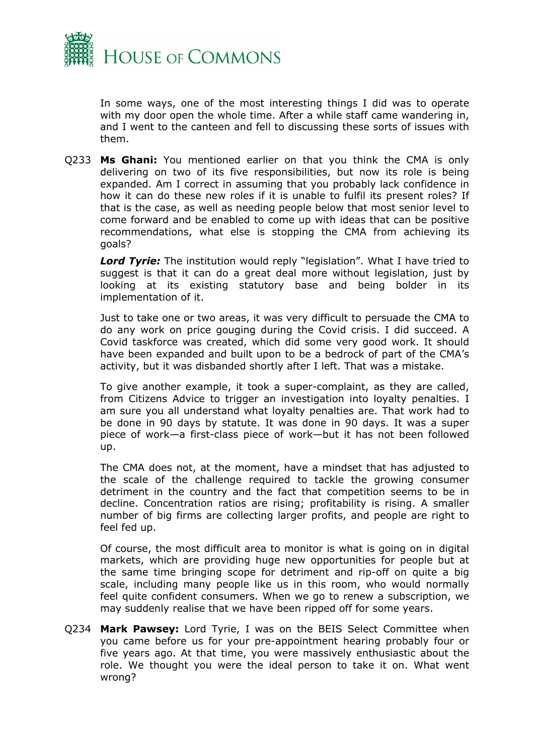In some ways, one of the most interesting things I did was to operate with my door open the whole time. After a while staff came wandering in, and I went to the canteen and fell to discussing these sorts of issues with them.

Q233 **Ms Ghani:** You mentioned earlier on that you think the CMA is only delivering on two of its five responsibilities, but now its role is being expanded. Am I correct in assuming that you probably lack confidence in how it can do these new roles if it is unable to fulfil its present roles? If that is the case, as well as needing people below that most senior level to come forward and be enabled to come up with ideas that can be positive recommendations, what else is stopping the CMA from achieving its goals?

***Lord Tyrie:*** The institution would reply "legislation". What I have tried to suggest is that it can do a great deal more without legislation, just by looking at its existing statutory base and being bolder in its implementation of it.

Just to take one or two areas, it was very difficult to persuade the CMA to do any work on price gouging during the Covid crisis. I did succeed. A Covid taskforce was created, which did some very good work. It should have been expanded and built upon to be a bedrock of part of the CMA's activity, but it was disbanded shortly after I left. That was a mistake.

To give another example, it took a super-complaint, as they are called, from Citizens Advice to trigger an investigation into loyalty penalties. I am sure you all understand what loyalty penalties are. That work had to be done in 90 days by statute. It was done in 90 days. It was a super piece of work—a first-class piece of work—but it has not been followed up.

The CMA does not, at the moment, have a mindset that has adjusted to the scale of the challenge required to tackle the growing consumer detriment in the country and the fact that competition seems to be in decline. Concentration ratios are rising; profitability is rising. A smaller number of big firms are collecting larger profits, and people are right to feel fed up.

Of course, the most difficult area to monitor is what is going on in digital markets, which are providing huge new opportunities for people but at the same time bringing scope for detriment and rip-off on quite a big scale, including many people like us in this room, who would normally feel quite confident consumers. When we go to renew a subscription, we may suddenly realise that we have been ripped off for some years.

Q234 **Mark Pawsey:** Lord Tyrie, I was on the BEIS Select Committee when you came before us for your pre-appointment hearing probably four or five years ago. At that time, you were massively enthusiastic about the role. We thought you were the ideal person to take it on. What went wrong?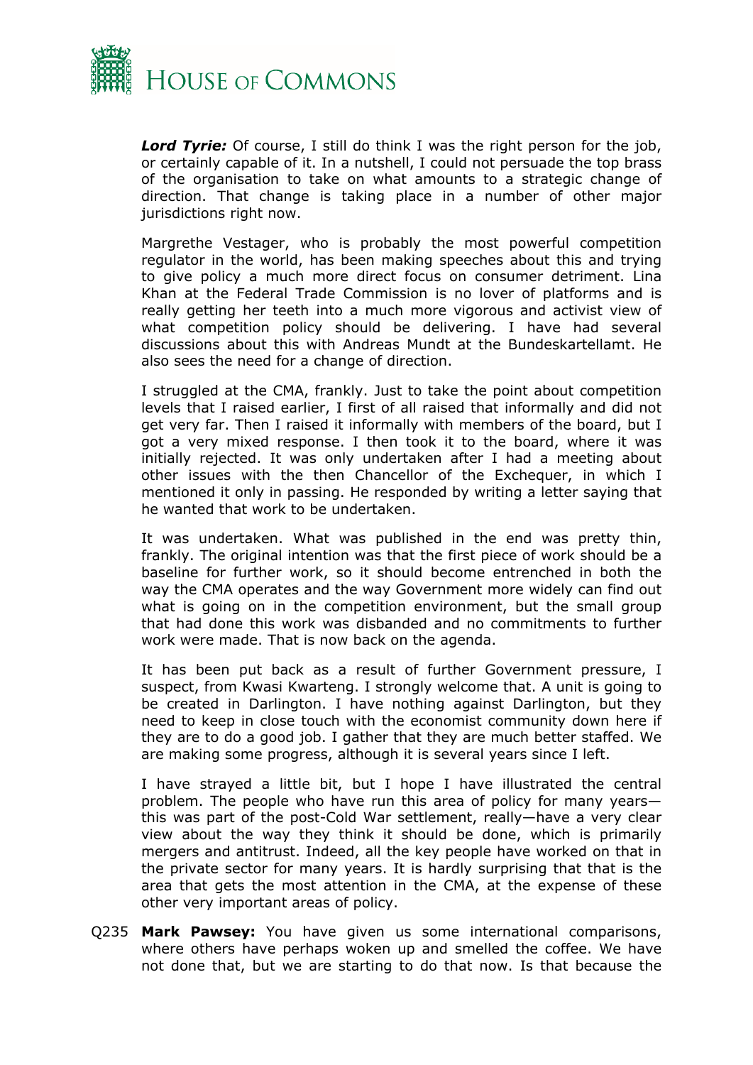***Lord Tyrie:*** Of course, I still do think I was the right person for the job, or certainly capable of it. In a nutshell, I could not persuade the top brass of the organisation to take on what amounts to a strategic change of direction. That change is taking place in a number of other major jurisdictions right now.

Margrethe Vestager, who is probably the most powerful competition regulator in the world, has been making speeches about this and trying to give policy a much more direct focus on consumer detriment. Lina Khan at the Federal Trade Commission is no lover of platforms and is really getting her teeth into a much more vigorous and activist view of what competition policy should be delivering. I have had several discussions about this with Andreas Mundt at the Bundeskartellamt. He also sees the need for a change of direction.

I struggled at the CMA, frankly. Just to take the point about competition levels that I raised earlier, I first of all raised that informally and did not get very far. Then I raised it informally with members of the board, but I got a very mixed response. I then took it to the board, where it was initially rejected. It was only undertaken after I had a meeting about other issues with the then Chancellor of the Exchequer, in which I mentioned it only in passing. He responded by writing a letter saying that he wanted that work to be undertaken.

It was undertaken. What was published in the end was pretty thin, frankly. The original intention was that the first piece of work should be a baseline for further work, so it should become entrenched in both the way the CMA operates and the way Government more widely can find out what is going on in the competition environment, but the small group that had done this work was disbanded and no commitments to further work were made. That is now back on the agenda.

It has been put back as a result of further Government pressure, I suspect, from Kwasi Kwarteng. I strongly welcome that. A unit is going to be created in Darlington. I have nothing against Darlington, but they need to keep in close touch with the economist community down here if they are to do a good job. I gather that they are much better staffed. We are making some progress, although it is several years since I left.

I have strayed a little bit, but I hope I have illustrated the central problem. The people who have run this area of policy for many years—this was part of the post-Cold War settlement, really—have a very clear view about the way they think it should be done, which is primarily mergers and antitrust. Indeed, all the key people have worked on that in the private sector for many years. It is hardly surprising that that is the area that gets the most attention in the CMA, at the expense of these other very important areas of policy.

Q235 **Mark Pawsey:** You have given us some international comparisons, where others have perhaps woken up and smelled the coffee. We have not done that, but we are starting to do that now. Is that because the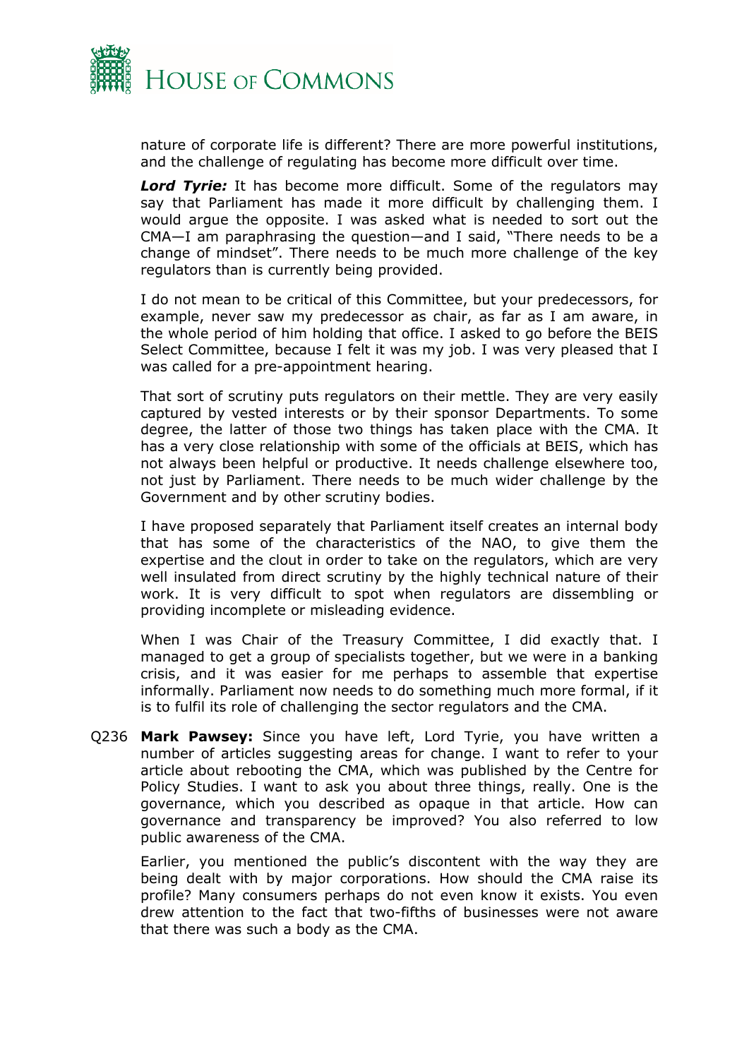nature of corporate life is different? There are more powerful institutions, and the challenge of regulating has become more difficult over time.

***Lord Tyrie:*** It has become more difficult. Some of the regulators may say that Parliament has made it more difficult by challenging them. I would argue the opposite. I was asked what is needed to sort out the CMA—I am paraphrasing the question—and I said, "There needs to be a change of mindset". There needs to be much more challenge of the key regulators than is currently being provided.

I do not mean to be critical of this Committee, but your predecessors, for example, never saw my predecessor as chair, as far as I am aware, in the whole period of him holding that office. I asked to go before the BEIS Select Committee, because I felt it was my job. I was very pleased that I was called for a pre-appointment hearing.

That sort of scrutiny puts regulators on their mettle. They are very easily captured by vested interests or by their sponsor Departments. To some degree, the latter of those two things has taken place with the CMA. It has a very close relationship with some of the officials at BEIS, which has not always been helpful or productive. It needs challenge elsewhere too, not just by Parliament. There needs to be much wider challenge by the Government and by other scrutiny bodies.

I have proposed separately that Parliament itself creates an internal body that has some of the characteristics of the NAO, to give them the expertise and the clout in order to take on the regulators, which are very well insulated from direct scrutiny by the highly technical nature of their work. It is very difficult to spot when regulators are dissembling or providing incomplete or misleading evidence.

When I was Chair of the Treasury Committee, I did exactly that. I managed to get a group of specialists together, but we were in a banking crisis, and it was easier for me perhaps to assemble that expertise informally. Parliament now needs to do something much more formal, if it is to fulfil its role of challenging the sector regulators and the CMA.

Q236 **Mark Pawsey:** Since you have left, Lord Tyrie, you have written a number of articles suggesting areas for change. I want to refer to your article about rebooting the CMA, which was published by the Centre for Policy Studies. I want to ask you about three things, really. One is the governance, which you described as opaque in that article. How can governance and transparency be improved? You also referred to low public awareness of the CMA.

Earlier, you mentioned the public's discontent with the way they are being dealt with by major corporations. How should the CMA raise its profile? Many consumers perhaps do not even know it exists. You even drew attention to the fact that two-fifths of businesses were not aware that there was such a body as the CMA.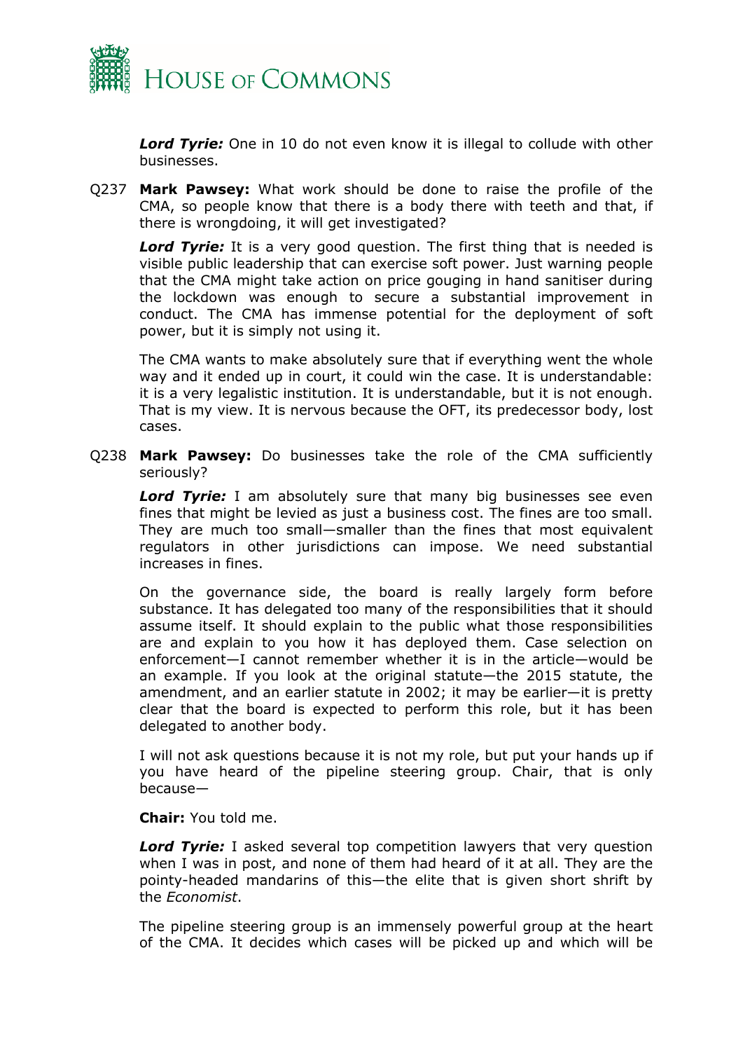***Lord Tyrie:*** One in 10 do not even know it is illegal to collude with other businesses.

Q237 **Mark Pawsey:** What work should be done to raise the profile of the CMA, so people know that there is a body there with teeth and that, if there is wrongdoing, it will get investigated?

***Lord Tyrie:*** It is a very good question. The first thing that is needed is visible public leadership that can exercise soft power. Just warning people that the CMA might take action on price gouging in hand sanitiser during the lockdown was enough to secure a substantial improvement in conduct. The CMA has immense potential for the deployment of soft power, but it is simply not using it.

The CMA wants to make absolutely sure that if everything went the whole way and it ended up in court, it could win the case. It is understandable: it is a very legalistic institution. It is understandable, but it is not enough. That is my view. It is nervous because the OFT, its predecessor body, lost cases.

Q238 **Mark Pawsey:** Do businesses take the role of the CMA sufficiently seriously?

***Lord Tyrie:*** I am absolutely sure that many big businesses see even fines that might be levied as just a business cost. The fines are too small. They are much too small—smaller than the fines that most equivalent regulators in other jurisdictions can impose. We need substantial increases in fines.

On the governance side, the board is really largely form before substance. It has delegated too many of the responsibilities that it should assume itself. It should explain to the public what those responsibilities are and explain to you how it has deployed them. Case selection on enforcement—I cannot remember whether it is in the article—would be an example. If you look at the original statute—the 2015 statute, the amendment, and an earlier statute in 2002; it may be earlier—it is pretty clear that the board is expected to perform this role, but it has been delegated to another body.

I will not ask questions because it is not my role, but put your hands up if you have heard of the pipeline steering group. Chair, that is only because—

**Chair:** You told me.

***Lord Tyrie:*** I asked several top competition lawyers that very question when I was in post, and none of them had heard of it at all. They are the pointy-headed mandarins of this—the elite that is given short shrift by the *Economist*.

The pipeline steering group is an immensely powerful group at the heart of the CMA. It decides which cases will be picked up and which will be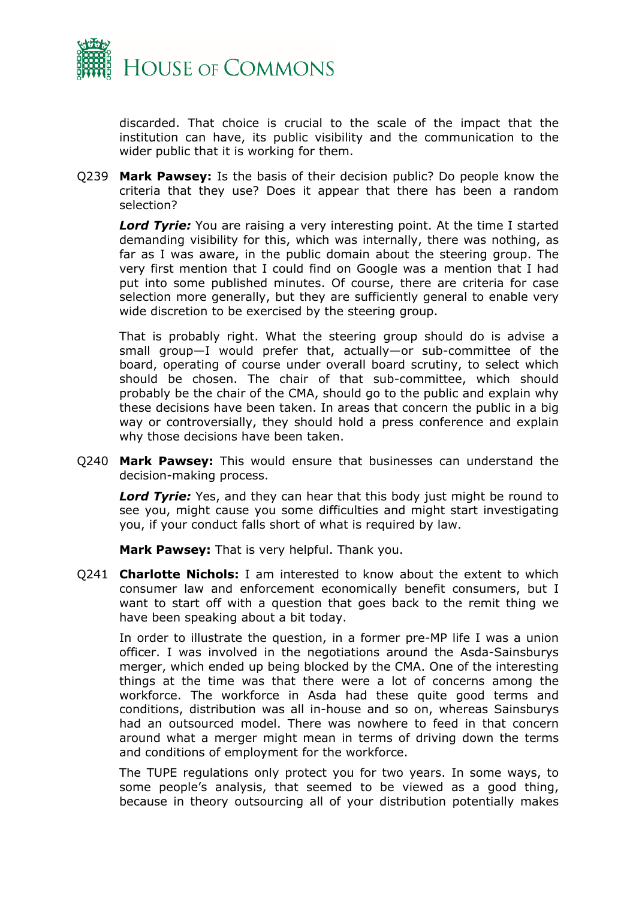discarded. That choice is crucial to the scale of the impact that the institution can have, its public visibility and the communication to the wider public that it is working for them.

Q239 **Mark Pawsey:** Is the basis of their decision public? Do people know the criteria that they use? Does it appear that there has been a random selection?

***Lord Tyrie:*** You are raising a very interesting point. At the time I started demanding visibility for this, which was internally, there was nothing, as far as I was aware, in the public domain about the steering group. The very first mention that I could find on Google was a mention that I had put into some published minutes. Of course, there are criteria for case selection more generally, but they are sufficiently general to enable very wide discretion to be exercised by the steering group.

That is probably right. What the steering group should do is advise a small group—I would prefer that, actually—or sub-committee of the board, operating of course under overall board scrutiny, to select which should be chosen. The chair of that sub-committee, which should probably be the chair of the CMA, should go to the public and explain why these decisions have been taken. In areas that concern the public in a big way or controversially, they should hold a press conference and explain why those decisions have been taken.

Q240 **Mark Pawsey:** This would ensure that businesses can understand the decision-making process.

***Lord Tyrie:*** Yes, and they can hear that this body just might be round to see you, might cause you some difficulties and might start investigating you, if your conduct falls short of what is required by law.

**Mark Pawsey:** That is very helpful. Thank you.

Q241 **Charlotte Nichols:** I am interested to know about the extent to which consumer law and enforcement economically benefit consumers, but I want to start off with a question that goes back to the remit thing we have been speaking about a bit today.

In order to illustrate the question, in a former pre-MP life I was a union officer. I was involved in the negotiations around the Asda-Sainsburys merger, which ended up being blocked by the CMA. One of the interesting things at the time was that there were a lot of concerns among the workforce. The workforce in Asda had these quite good terms and conditions, distribution was all in-house and so on, whereas Sainsburys had an outsourced model. There was nowhere to feed in that concern around what a merger might mean in terms of driving down the terms and conditions of employment for the workforce.

The TUPE regulations only protect you for two years. In some ways, to some people's analysis, that seemed to be viewed as a good thing, because in theory outsourcing all of your distribution potentially makes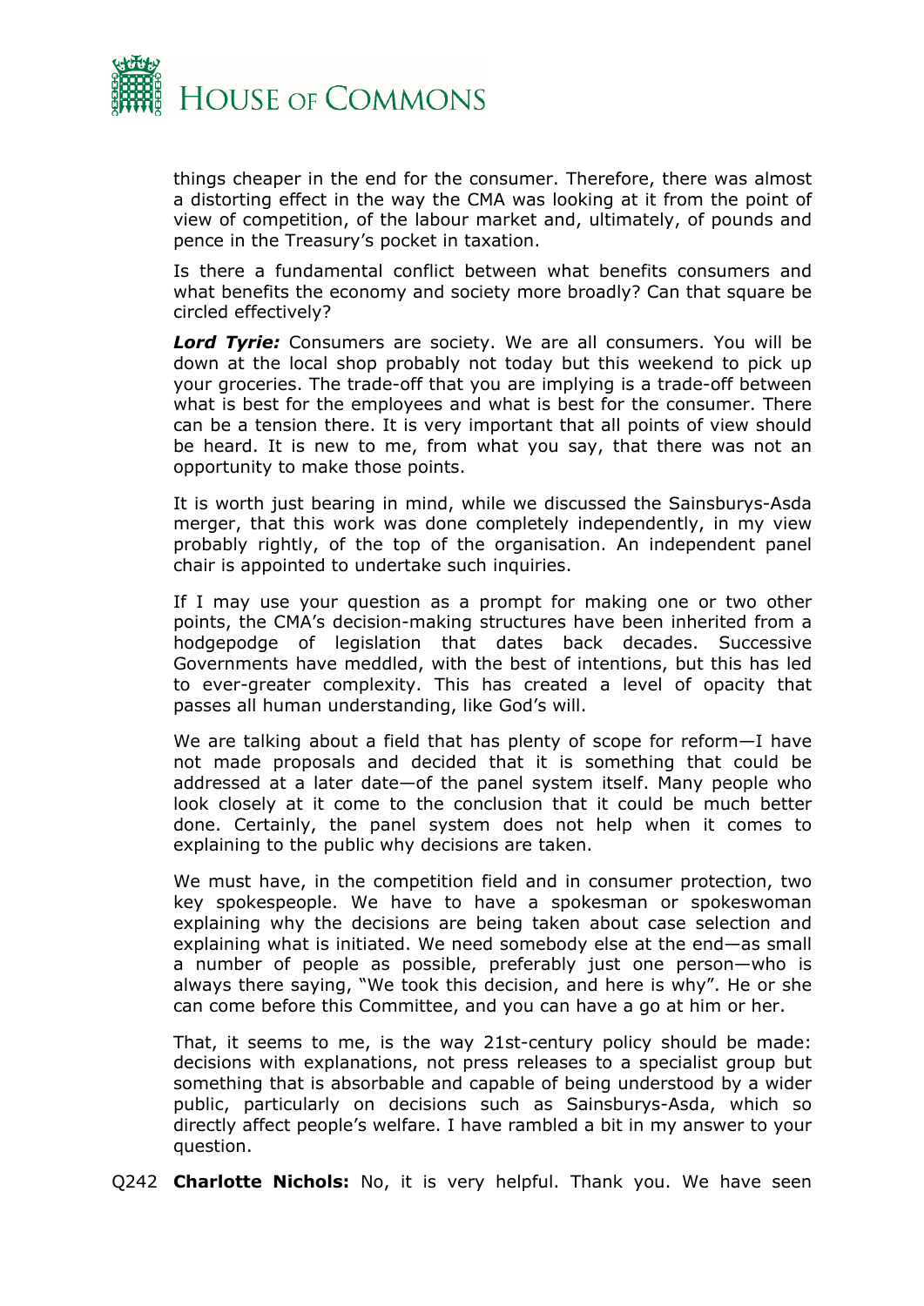things cheaper in the end for the consumer. Therefore, there was almost a distorting effect in the way the CMA was looking at it from the point of view of competition, of the labour market and, ultimately, of pounds and pence in the Treasury's pocket in taxation.

Is there a fundamental conflict between what benefits consumers and what benefits the economy and society more broadly? Can that square be circled effectively?

***Lord Tyrie:*** Consumers are society. We are all consumers. You will be down at the local shop probably not today but this weekend to pick up your groceries. The trade-off that you are implying is a trade-off between what is best for the employees and what is best for the consumer. There can be a tension there. It is very important that all points of view should be heard. It is new to me, from what you say, that there was not an opportunity to make those points.

It is worth just bearing in mind, while we discussed the Sainsburys-Asda merger, that this work was done completely independently, in my view probably rightly, of the top of the organisation. An independent panel chair is appointed to undertake such inquiries.

If I may use your question as a prompt for making one or two other points, the CMA's decision-making structures have been inherited from a hodgepodge of legislation that dates back decades. Successive Governments have meddled, with the best of intentions, but this has led to ever-greater complexity. This has created a level of opacity that passes all human understanding, like God's will.

We are talking about a field that has plenty of scope for reform—I have not made proposals and decided that it is something that could be addressed at a later date—of the panel system itself. Many people who look closely at it come to the conclusion that it could be much better done. Certainly, the panel system does not help when it comes to explaining to the public why decisions are taken.

We must have, in the competition field and in consumer protection, two key spokespeople. We have to have a spokesman or spokeswoman explaining why the decisions are being taken about case selection and explaining what is initiated. We need somebody else at the end—as small a number of people as possible, preferably just one person—who is always there saying, "We took this decision, and here is why". He or she can come before this Committee, and you can have a go at him or her.

That, it seems to me, is the way 21st-century policy should be made: decisions with explanations, not press releases to a specialist group but something that is absorbable and capable of being understood by a wider public, particularly on decisions such as Sainsburys-Asda, which so directly affect people's welfare. I have rambled a bit in my answer to your question.

Q242 **Charlotte Nichols:** No, it is very helpful. Thank you. We have seen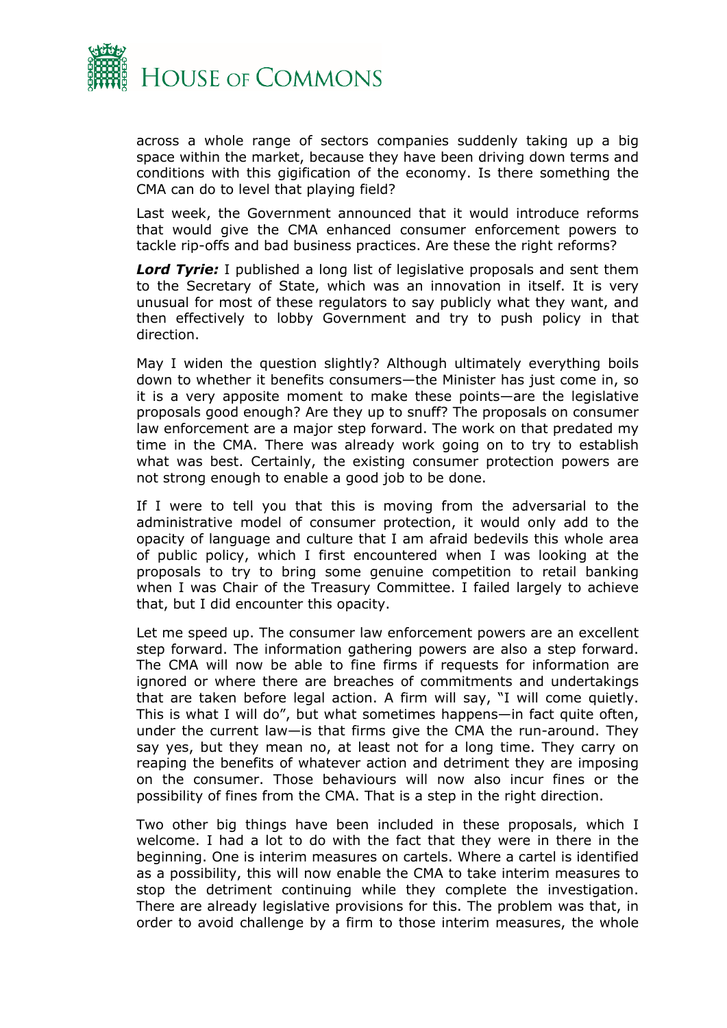across a whole range of sectors companies suddenly taking up a big space within the market, because they have been driving down terms and conditions with this gigification of the economy. Is there something the CMA can do to level that playing field?

Last week, the Government announced that it would introduce reforms that would give the CMA enhanced consumer enforcement powers to tackle rip-offs and bad business practices. Are these the right reforms?

***Lord Tyrie:*** I published a long list of legislative proposals and sent them to the Secretary of State, which was an innovation in itself. It is very unusual for most of these regulators to say publicly what they want, and then effectively to lobby Government and try to push policy in that direction.

May I widen the question slightly? Although ultimately everything boils down to whether it benefits consumers—the Minister has just come in, so it is a very apposite moment to make these points—are the legislative proposals good enough? Are they up to snuff? The proposals on consumer law enforcement are a major step forward. The work on that predated my time in the CMA. There was already work going on to try to establish what was best. Certainly, the existing consumer protection powers are not strong enough to enable a good job to be done.

If I were to tell you that this is moving from the adversarial to the administrative model of consumer protection, it would only add to the opacity of language and culture that I am afraid bedevils this whole area of public policy, which I first encountered when I was looking at the proposals to try to bring some genuine competition to retail banking when I was Chair of the Treasury Committee. I failed largely to achieve that, but I did encounter this opacity.

Let me speed up. The consumer law enforcement powers are an excellent step forward. The information gathering powers are also a step forward. The CMA will now be able to fine firms if requests for information are ignored or where there are breaches of commitments and undertakings that are taken before legal action. A firm will say, "I will come quietly. This is what I will do", but what sometimes happens—in fact quite often, under the current law—is that firms give the CMA the run-around. They say yes, but they mean no, at least not for a long time. They carry on reaping the benefits of whatever action and detriment they are imposing on the consumer. Those behaviours will now also incur fines or the possibility of fines from the CMA. That is a step in the right direction.

Two other big things have been included in these proposals, which I welcome. I had a lot to do with the fact that they were in there in the beginning. One is interim measures on cartels. Where a cartel is identified as a possibility, this will now enable the CMA to take interim measures to stop the detriment continuing while they complete the investigation. There are already legislative provisions for this. The problem was that, in order to avoid challenge by a firm to those interim measures, the whole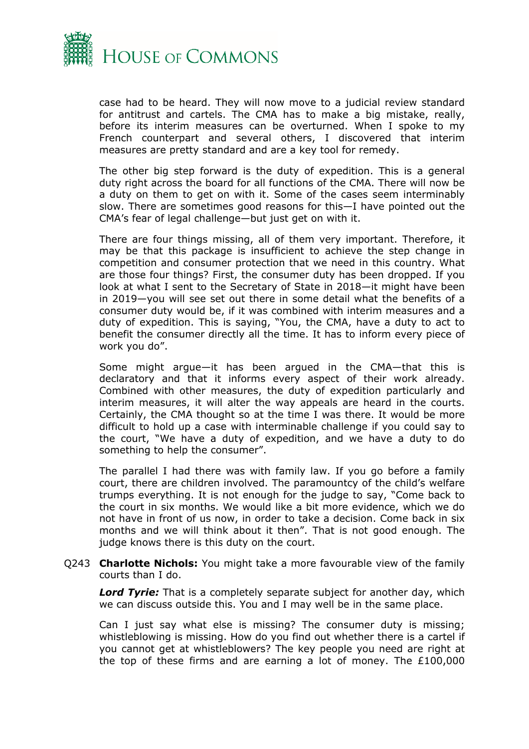case had to be heard. They will now move to a judicial review standard for antitrust and cartels. The CMA has to make a big mistake, really, before its interim measures can be overturned. When I spoke to my French counterpart and several others, I discovered that interim measures are pretty standard and are a key tool for remedy.

The other big step forward is the duty of expedition. This is a general duty right across the board for all functions of the CMA. There will now be a duty on them to get on with it. Some of the cases seem interminably slow. There are sometimes good reasons for this—I have pointed out the CMA's fear of legal challenge—but just get on with it.

There are four things missing, all of them very important. Therefore, it may be that this package is insufficient to achieve the step change in competition and consumer protection that we need in this country. What are those four things? First, the consumer duty has been dropped. If you look at what I sent to the Secretary of State in 2018—it might have been in 2019—you will see set out there in some detail what the benefits of a consumer duty would be, if it was combined with interim measures and a duty of expedition. This is saying, "You, the CMA, have a duty to act to benefit the consumer directly all the time. It has to inform every piece of work you do".

Some might argue—it has been argued in the CMA—that this is declaratory and that it informs every aspect of their work already. Combined with other measures, the duty of expedition particularly and interim measures, it will alter the way appeals are heard in the courts. Certainly, the CMA thought so at the time I was there. It would be more difficult to hold up a case with interminable challenge if you could say to the court, "We have a duty of expedition, and we have a duty to do something to help the consumer".

The parallel I had there was with family law. If you go before a family court, there are children involved. The paramountcy of the child's welfare trumps everything. It is not enough for the judge to say, "Come back to the court in six months. We would like a bit more evidence, which we do not have in front of us now, in order to take a decision. Come back in six months and we will think about it then". That is not good enough. The judge knows there is this duty on the court.

Q243 **Charlotte Nichols:** You might take a more favourable view of the family courts than I do.

***Lord Tyrie:*** That is a completely separate subject for another day, which we can discuss outside this. You and I may well be in the same place.

Can I just say what else is missing? The consumer duty is missing; whistleblowing is missing. How do you find out whether there is a cartel if you cannot get at whistleblowers? The key people you need are right at the top of these firms and are earning a lot of money. The £100,000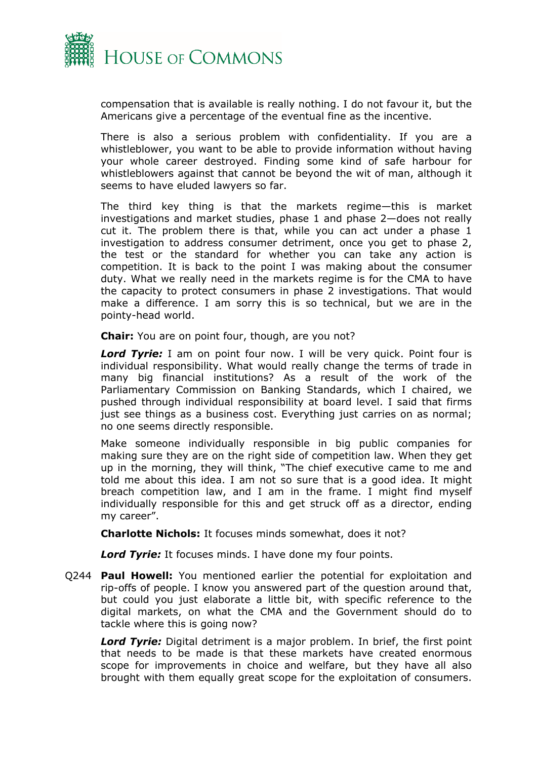compensation that is available is really nothing. I do not favour it, but the Americans give a percentage of the eventual fine as the incentive.

There is also a serious problem with confidentiality. If you are a whistleblower, you want to be able to provide information without having your whole career destroyed. Finding some kind of safe harbour for whistleblowers against that cannot be beyond the wit of man, although it seems to have eluded lawyers so far.

The third key thing is that the markets regime—this is market investigations and market studies, phase 1 and phase 2—does not really cut it. The problem there is that, while you can act under a phase 1 investigation to address consumer detriment, once you get to phase 2, the test or the standard for whether you can take any action is competition. It is back to the point I was making about the consumer duty. What we really need in the markets regime is for the CMA to have the capacity to protect consumers in phase 2 investigations. That would make a difference. I am sorry this is so technical, but we are in the pointy-head world.

**Chair:** You are on point four, though, are you not?

***Lord Tyrie:*** I am on point four now. I will be very quick. Point four is individual responsibility. What would really change the terms of trade in many big financial institutions? As a result of the work of the Parliamentary Commission on Banking Standards, which I chaired, we pushed through individual responsibility at board level. I said that firms just see things as a business cost. Everything just carries on as normal; no one seems directly responsible.

Make someone individually responsible in big public companies for making sure they are on the right side of competition law. When they get up in the morning, they will think, "The chief executive came to me and told me about this idea. I am not so sure that is a good idea. It might breach competition law, and I am in the frame. I might find myself individually responsible for this and get struck off as a director, ending my career".

**Charlotte Nichols:** It focuses minds somewhat, does it not?

***Lord Tyrie:*** It focuses minds. I have done my four points.

Q244 **Paul Howell:** You mentioned earlier the potential for exploitation and rip-offs of people. I know you answered part of the question around that, but could you just elaborate a little bit, with specific reference to the digital markets, on what the CMA and the Government should do to tackle where this is going now?

***Lord Tyrie:*** Digital detriment is a major problem. In brief, the first point that needs to be made is that these markets have created enormous scope for improvements in choice and welfare, but they have all also brought with them equally great scope for the exploitation of consumers.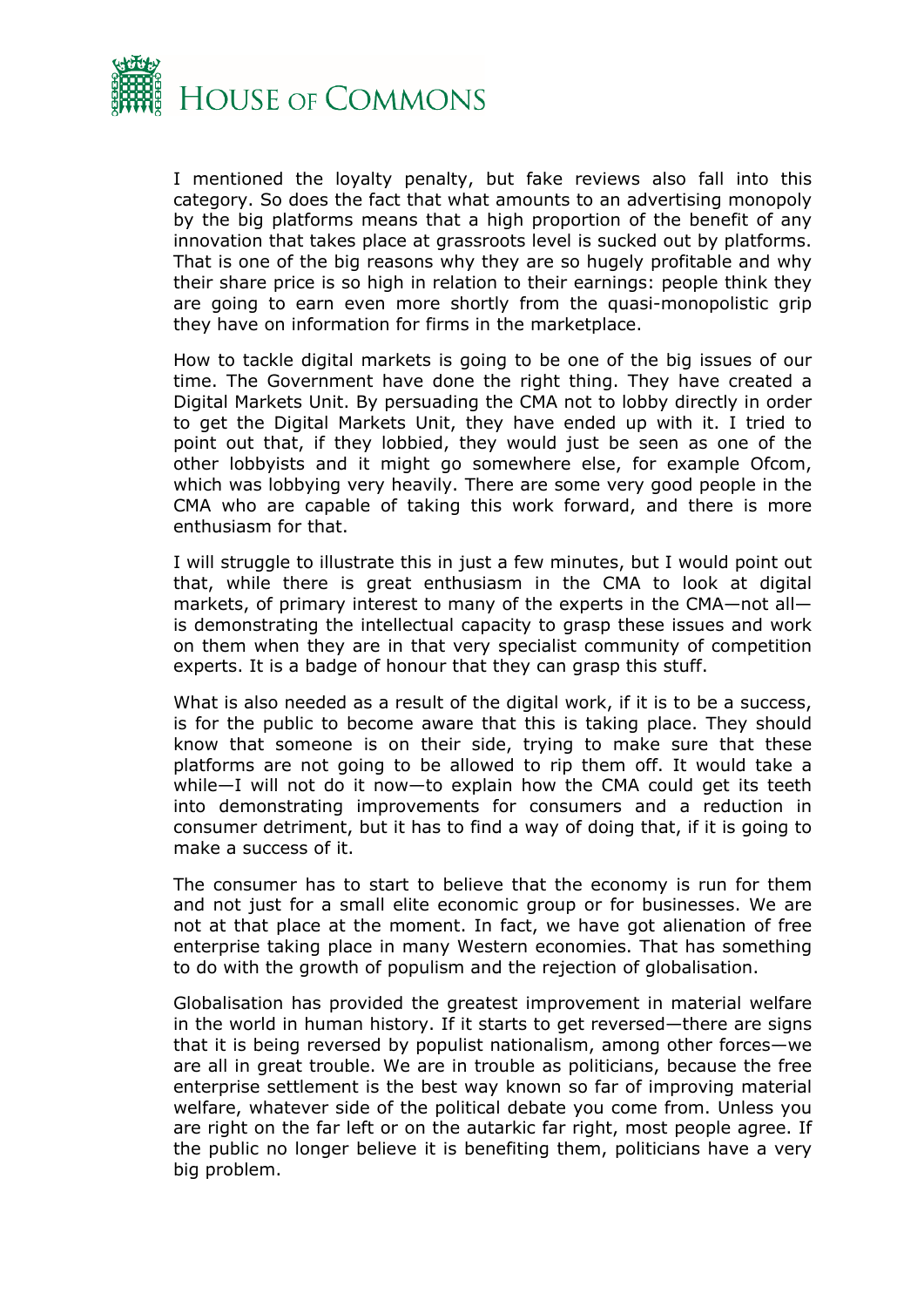I mentioned the loyalty penalty, but fake reviews also fall into this category. So does the fact that what amounts to an advertising monopoly by the big platforms means that a high proportion of the benefit of any innovation that takes place at grassroots level is sucked out by platforms. That is one of the big reasons why they are so hugely profitable and why their share price is so high in relation to their earnings: people think they are going to earn even more shortly from the quasi-monopolistic grip they have on information for firms in the marketplace.

How to tackle digital markets is going to be one of the big issues of our time. The Government have done the right thing. They have created a Digital Markets Unit. By persuading the CMA not to lobby directly in order to get the Digital Markets Unit, they have ended up with it. I tried to point out that, if they lobbied, they would just be seen as one of the other lobbyists and it might go somewhere else, for example Ofcom, which was lobbying very heavily. There are some very good people in the CMA who are capable of taking this work forward, and there is more enthusiasm for that.

I will struggle to illustrate this in just a few minutes, but I would point out that, while there is great enthusiasm in the CMA to look at digital markets, of primary interest to many of the experts in the CMA—not all—is demonstrating the intellectual capacity to grasp these issues and work on them when they are in that very specialist community of competition experts. It is a badge of honour that they can grasp this stuff.

What is also needed as a result of the digital work, if it is to be a success, is for the public to become aware that this is taking place. They should know that someone is on their side, trying to make sure that these platforms are not going to be allowed to rip them off. It would take a while—I will not do it now—to explain how the CMA could get its teeth into demonstrating improvements for consumers and a reduction in consumer detriment, but it has to find a way of doing that, if it is going to make a success of it.

The consumer has to start to believe that the economy is run for them and not just for a small elite economic group or for businesses. We are not at that place at the moment. In fact, we have got alienation of free enterprise taking place in many Western economies. That has something to do with the growth of populism and the rejection of globalisation.

Globalisation has provided the greatest improvement in material welfare in the world in human history. If it starts to get reversed—there are signs that it is being reversed by populist nationalism, among other forces—we are all in great trouble. We are in trouble as politicians, because the free enterprise settlement is the best way known so far of improving material welfare, whatever side of the political debate you come from. Unless you are right on the far left or on the autarkic far right, most people agree. If the public no longer believe it is benefiting them, politicians have a very big problem.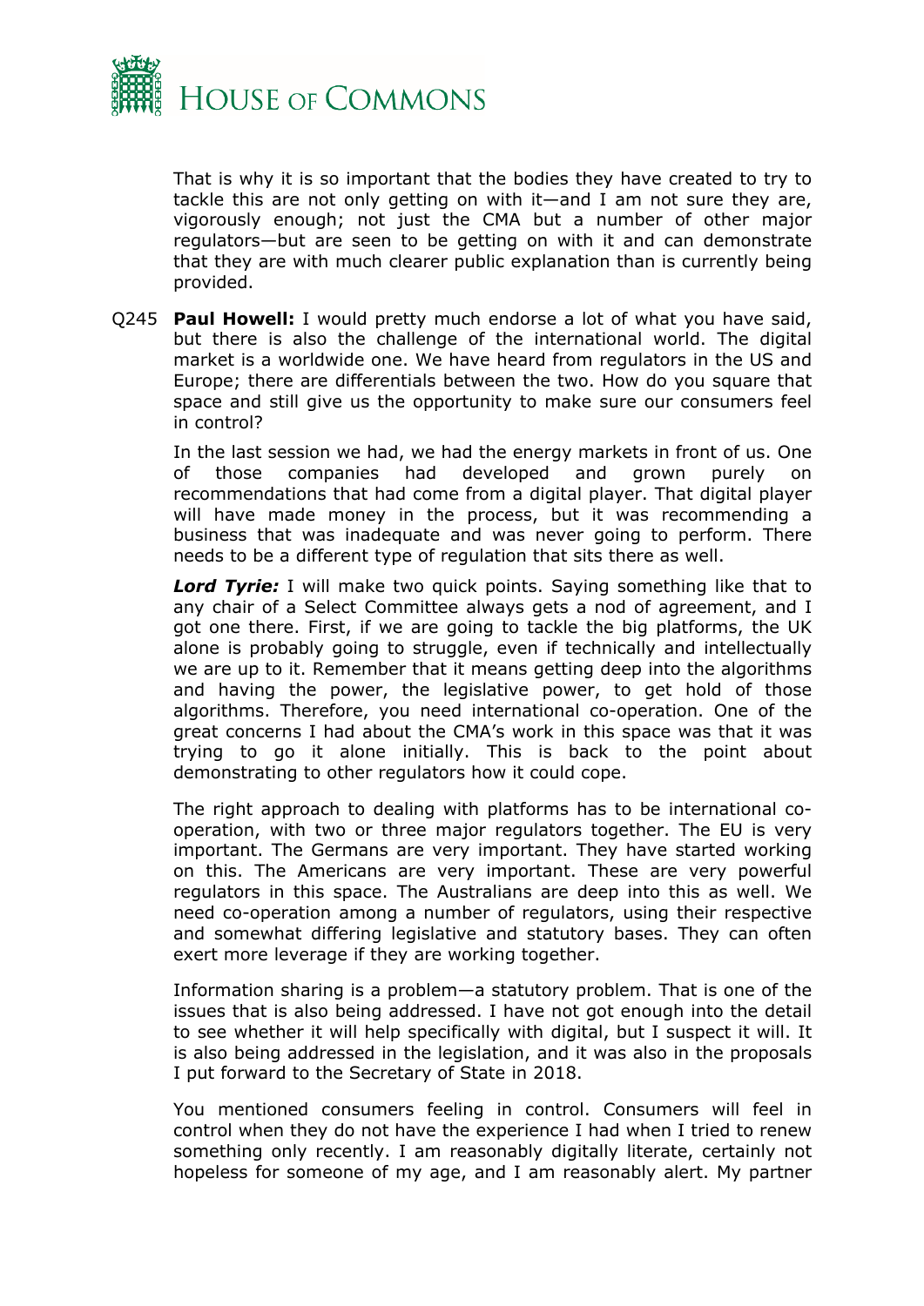That is why it is so important that the bodies they have created to try to tackle this are not only getting on with it—and I am not sure they are, vigorously enough; not just the CMA but a number of other major regulators—but are seen to be getting on with it and can demonstrate that they are with much clearer public explanation than is currently being provided.

Q245 **Paul Howell:** I would pretty much endorse a lot of what you have said, but there is also the challenge of the international world. The digital market is a worldwide one. We have heard from regulators in the US and Europe; there are differentials between the two. How do you square that space and still give us the opportunity to make sure our consumers feel in control?

In the last session we had, we had the energy markets in front of us. One of those companies had developed and grown purely on recommendations that had come from a digital player. That digital player will have made money in the process, but it was recommending a business that was inadequate and was never going to perform. There needs to be a different type of regulation that sits there as well.

***Lord Tyrie:*** I will make two quick points. Saying something like that to any chair of a Select Committee always gets a nod of agreement, and I got one there. First, if we are going to tackle the big platforms, the UK alone is probably going to struggle, even if technically and intellectually we are up to it. Remember that it means getting deep into the algorithms and having the power, the legislative power, to get hold of those algorithms. Therefore, you need international co-operation. One of the great concerns I had about the CMA's work in this space was that it was trying to go it alone initially. This is back to the point about demonstrating to other regulators how it could cope.

The right approach to dealing with platforms has to be international co-operation, with two or three major regulators together. The EU is very important. The Germans are very important. They have started working on this. The Americans are very important. These are very powerful regulators in this space. The Australians are deep into this as well. We need co-operation among a number of regulators, using their respective and somewhat differing legislative and statutory bases. They can often exert more leverage if they are working together.

Information sharing is a problem—a statutory problem. That is one of the issues that is also being addressed. I have not got enough into the detail to see whether it will help specifically with digital, but I suspect it will. It is also being addressed in the legislation, and it was also in the proposals I put forward to the Secretary of State in 2018.

You mentioned consumers feeling in control. Consumers will feel in control when they do not have the experience I had when I tried to renew something only recently. I am reasonably digitally literate, certainly not hopeless for someone of my age, and I am reasonably alert. My partner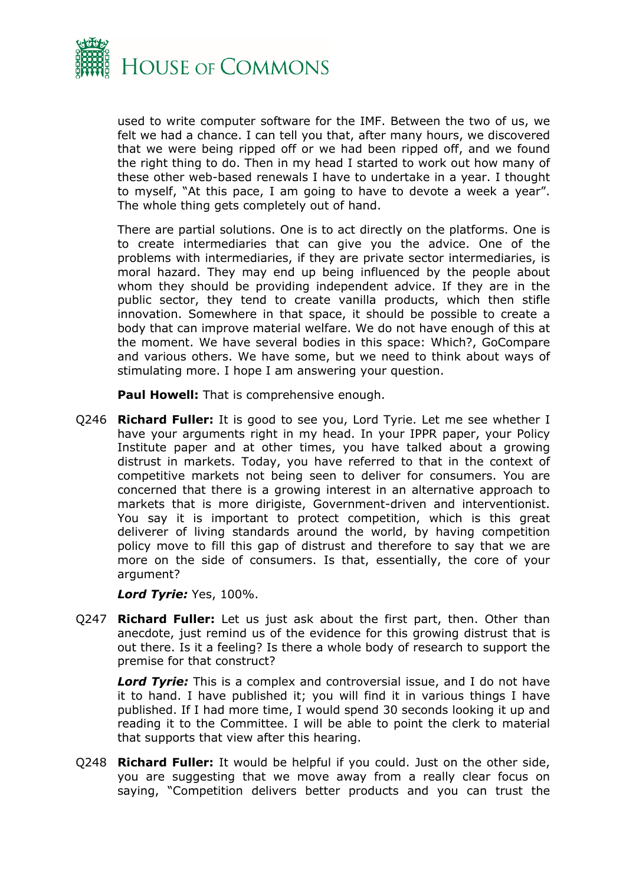used to write computer software for the IMF. Between the two of us, we felt we had a chance. I can tell you that, after many hours, we discovered that we were being ripped off or we had been ripped off, and we found the right thing to do. Then in my head I started to work out how many of these other web-based renewals I have to undertake in a year. I thought to myself, "At this pace, I am going to have to devote a week a year". The whole thing gets completely out of hand.

There are partial solutions. One is to act directly on the platforms. One is to create intermediaries that can give you the advice. One of the problems with intermediaries, if they are private sector intermediaries, is moral hazard. They may end up being influenced by the people about whom they should be providing independent advice. If they are in the public sector, they tend to create vanilla products, which then stifle innovation. Somewhere in that space, it should be possible to create a body that can improve material welfare. We do not have enough of this at the moment. We have several bodies in this space: Which?, GoCompare and various others. We have some, but we need to think about ways of stimulating more. I hope I am answering your question.

**Paul Howell:** That is comprehensive enough.

Q246 **Richard Fuller:** It is good to see you, Lord Tyrie. Let me see whether I have your arguments right in my head. In your IPPR paper, your Policy Institute paper and at other times, you have talked about a growing distrust in markets. Today, you have referred to that in the context of competitive markets not being seen to deliver for consumers. You are concerned that there is a growing interest in an alternative approach to markets that is more dirigiste, Government-driven and interventionist. You say it is important to protect competition, which is this great deliverer of living standards around the world, by having competition policy move to fill this gap of distrust and therefore to say that we are more on the side of consumers. Is that, essentially, the core of your argument?

***Lord Tyrie:*** Yes, 100%.

Q247 **Richard Fuller:** Let us just ask about the first part, then. Other than anecdote, just remind us of the evidence for this growing distrust that is out there. Is it a feeling? Is there a whole body of research to support the premise for that construct?

***Lord Tyrie:*** This is a complex and controversial issue, and I do not have it to hand. I have published it; you will find it in various things I have published. If I had more time, I would spend 30 seconds looking it up and reading it to the Committee. I will be able to point the clerk to material that supports that view after this hearing.

Q248 **Richard Fuller:** It would be helpful if you could. Just on the other side, you are suggesting that we move away from a really clear focus on saying, "Competition delivers better products and you can trust the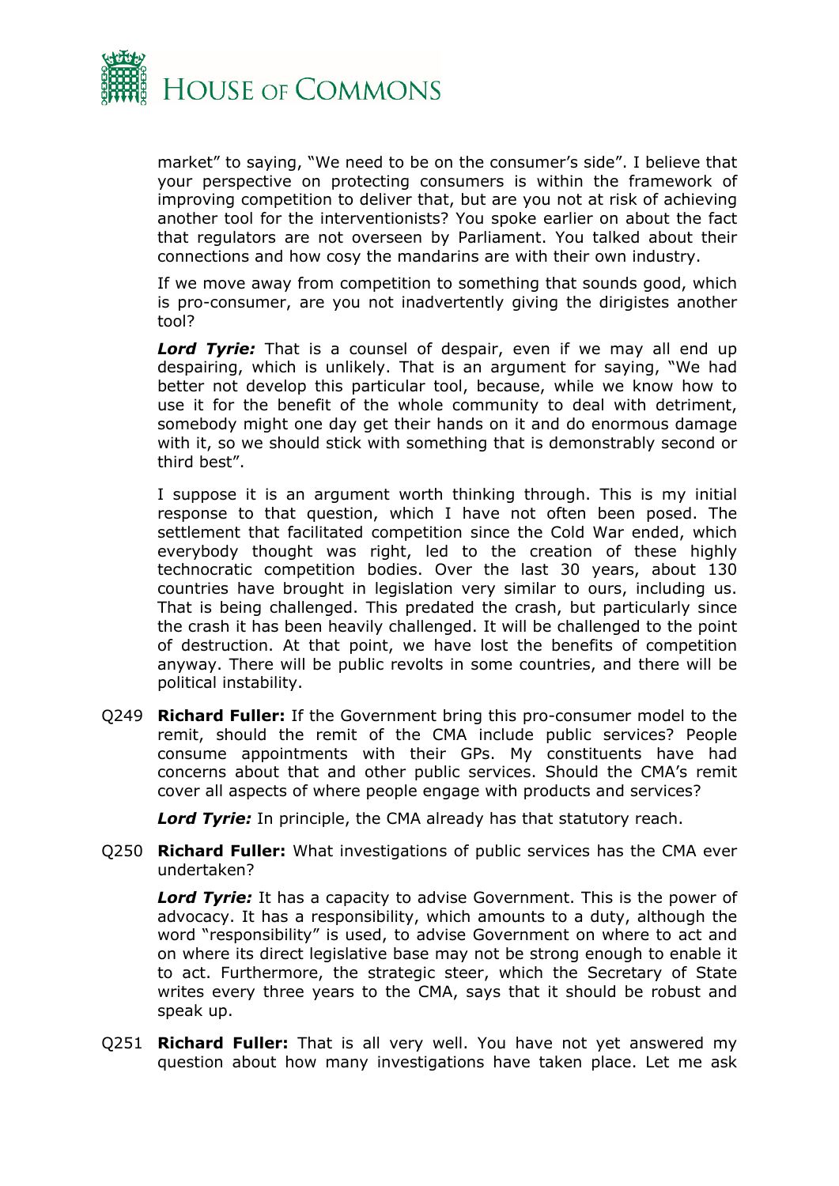market" to saying, "We need to be on the consumer's side". I believe that your perspective on protecting consumers is within the framework of improving competition to deliver that, but are you not at risk of achieving another tool for the interventionists? You spoke earlier on about the fact that regulators are not overseen by Parliament. You talked about their connections and how cosy the mandarins are with their own industry.

If we move away from competition to something that sounds good, which is pro-consumer, are you not inadvertently giving the dirigistes another tool?

***Lord Tyrie:*** That is a counsel of despair, even if we may all end up despairing, which is unlikely. That is an argument for saying, "We had better not develop this particular tool, because, while we know how to use it for the benefit of the whole community to deal with detriment, somebody might one day get their hands on it and do enormous damage with it, so we should stick with something that is demonstrably second or third best".

I suppose it is an argument worth thinking through. This is my initial response to that question, which I have not often been posed. The settlement that facilitated competition since the Cold War ended, which everybody thought was right, led to the creation of these highly technocratic competition bodies. Over the last 30 years, about 130 countries have brought in legislation very similar to ours, including us. That is being challenged. This predated the crash, but particularly since the crash it has been heavily challenged. It will be challenged to the point of destruction. At that point, we have lost the benefits of competition anyway. There will be public revolts in some countries, and there will be political instability.

Q249 **Richard Fuller:** If the Government bring this pro-consumer model to the remit, should the remit of the CMA include public services? People consume appointments with their GPs. My constituents have had concerns about that and other public services. Should the CMA's remit cover all aspects of where people engage with products and services?

***Lord Tyrie:*** In principle, the CMA already has that statutory reach.

Q250 **Richard Fuller:** What investigations of public services has the CMA ever undertaken?

***Lord Tyrie:*** It has a capacity to advise Government. This is the power of advocacy. It has a responsibility, which amounts to a duty, although the word "responsibility" is used, to advise Government on where to act and on where its direct legislative base may not be strong enough to enable it to act. Furthermore, the strategic steer, which the Secretary of State writes every three years to the CMA, says that it should be robust and speak up.

Q251 **Richard Fuller:** That is all very well. You have not yet answered my question about how many investigations have taken place. Let me ask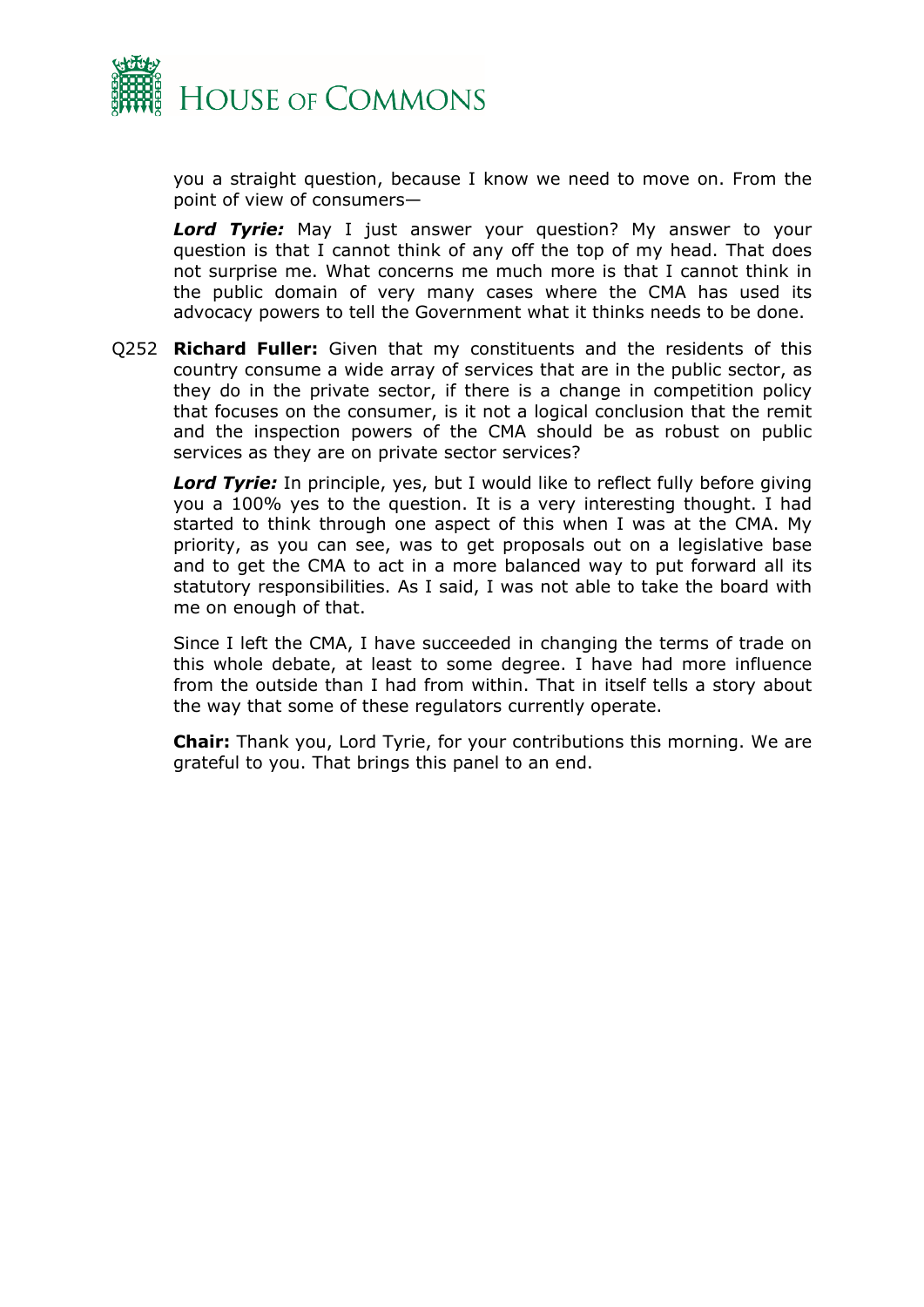you a straight question, because I know we need to move on. From the point of view of consumers—

***Lord Tyrie:*** May I just answer your question? My answer to your question is that I cannot think of any off the top of my head. That does not surprise me. What concerns me much more is that I cannot think in the public domain of very many cases where the CMA has used its advocacy powers to tell the Government what it thinks needs to be done.

Q252 **Richard Fuller:** Given that my constituents and the residents of this country consume a wide array of services that are in the public sector, as they do in the private sector, if there is a change in competition policy that focuses on the consumer, is it not a logical conclusion that the remit and the inspection powers of the CMA should be as robust on public services as they are on private sector services?

***Lord Tyrie:*** In principle, yes, but I would like to reflect fully before giving you a 100% yes to the question. It is a very interesting thought. I had started to think through one aspect of this when I was at the CMA. My priority, as you can see, was to get proposals out on a legislative base and to get the CMA to act in a more balanced way to put forward all its statutory responsibilities. As I said, I was not able to take the board with me on enough of that.

Since I left the CMA, I have succeeded in changing the terms of trade on this whole debate, at least to some degree. I have had more influence from the outside than I had from within. That in itself tells a story about the way that some of these regulators currently operate.

**Chair:** Thank you, Lord Tyrie, for your contributions this morning. We are grateful to you. That brings this panel to an end.